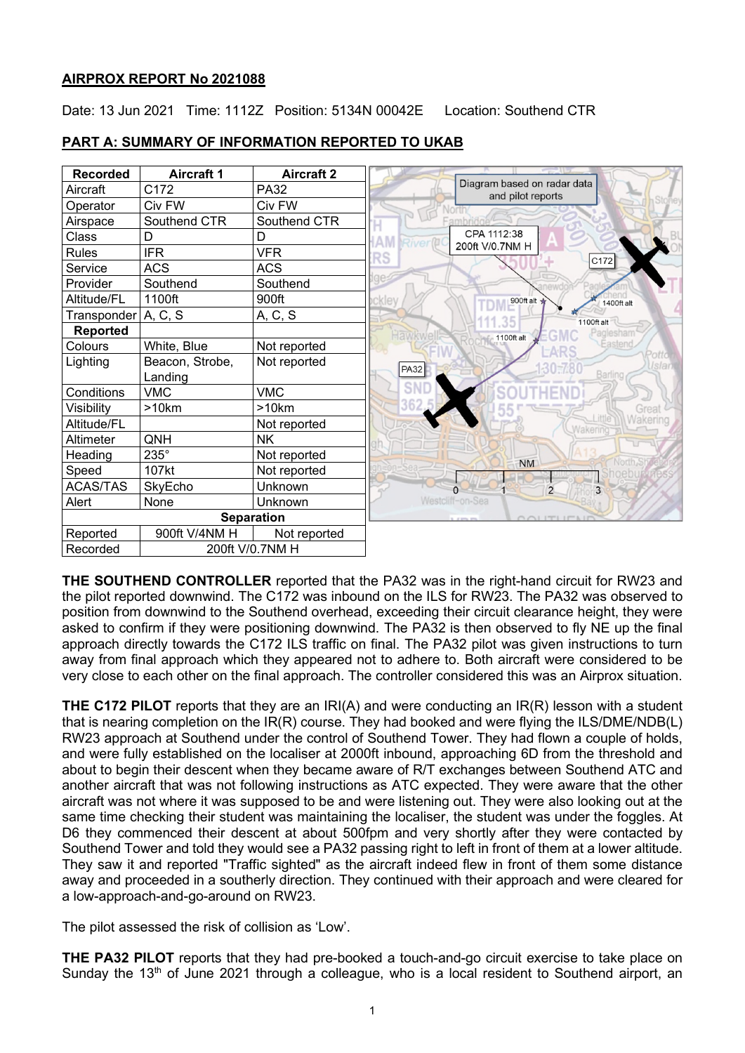**AIRPROX REPORT No 2021088**

Date: 13 Jun 2021 Time: 1112Z Position: 5134N 00042E Location: Southend CTR

## PART A: SUMMARY OF INFORMATION REPORTED TO UKAB

| Recorded | Aircraft 1 | Aircraft 2 |
|---|---|---|
| Aircraft | C172 | PA32 |
| Operator | Civ FW | Civ FW |
| Airspace | Southend CTR | Southend CTR |
| Class | D | D |
| Rules | IFR | VFR |
| Service | ACS | ACS |
| Provider | Southend | Southend |
| Altitude/FL | 1100ft | 900ft |
| Transponder | A, C, S | A, C, S |
| **Reported** | | |
| Colours | White, Blue | Not reported |
| Lighting | Beacon, Strobe, Landing | Not reported |
| Conditions | VMC | VMC |
| Visibility | >10km | >10km |
| Altitude/FL | | Not reported |
| Altimeter | QNH | NK |
| Heading | 235° | Not reported |
| Speed | 107kt | Not reported |
| ACAS/TAS | SkyEcho | Unknown |
| Alert | None | Unknown |
| **Separation** | | |
| Reported | 900ft V/4NM H | Not reported |
| Recorded | 200ft V/0.7NM H | |

Diagram based on radar data and pilot reports

CPA 1112:38 200ft V/0.7NM H

**THE SOUTHEND CONTROLLER** reported that the PA32 was in the right-hand circuit for RW23 and the pilot reported downwind. The C172 was inbound on the ILS for RW23. The PA32 was observed to position from downwind to the Southend overhead, exceeding their circuit clearance height, they were asked to confirm if they were positioning downwind. The PA32 is then observed to fly NE up the final approach directly towards the C172 ILS traffic on final. The PA32 pilot was given instructions to turn away from final approach which they appeared not to adhere to. Both aircraft were considered to be very close to each other on the final approach. The controller considered this was an Airprox situation.

**THE C172 PILOT** reports that they are an IRI(A) and were conducting an IR(R) lesson with a student that is nearing completion on the IR(R) course. They had booked and were flying the ILS/DME/NDB(L) RW23 approach at Southend under the control of Southend Tower. They had flown a couple of holds, and were fully established on the localiser at 2000ft inbound, approaching 6D from the threshold and about to begin their descent when they became aware of R/T exchanges between Southend ATC and another aircraft that was not following instructions as ATC expected. They were aware that the other aircraft was not where it was supposed to be and were listening out. They were also looking out at the same time checking their student was maintaining the localiser, the student was under the foggles. At D6 they commenced their descent at about 500fpm and very shortly after they were contacted by Southend Tower and told they would see a PA32 passing right to left in front of them at a lower altitude. They saw it and reported "Traffic sighted" as the aircraft indeed flew in front of them some distance away and proceeded in a southerly direction. They continued with their approach and were cleared for a low-approach-and-go-around on RW23.

The pilot assessed the risk of collision as 'Low'.

**THE PA32 PILOT** reports that they had pre-booked a touch-and-go circuit exercise to take place on Sunday the 13th of June 2021 through a colleague, who is a local resident to Southend airport, an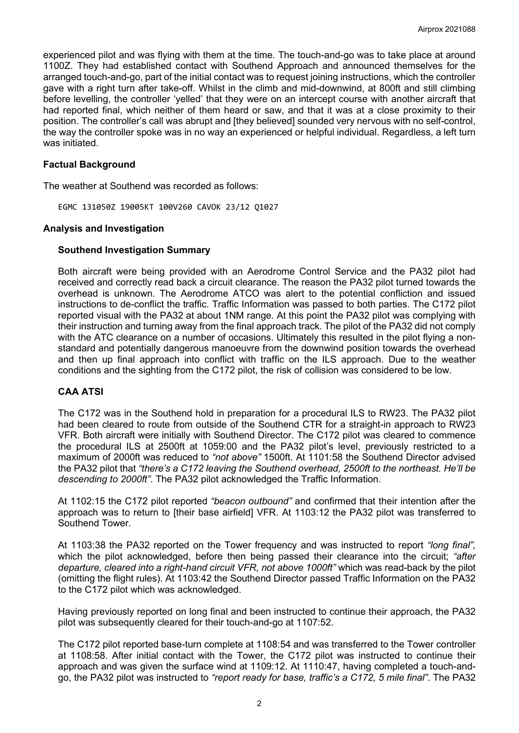experienced pilot and was flying with them at the time. The touch-and-go was to take place at around 1100Z. They had established contact with Southend Approach and announced themselves for the arranged touch-and-go, part of the initial contact was to request joining instructions, which the controller gave with a right turn after take-off. Whilst in the climb and mid-downwind, at 800ft and still climbing before levelling, the controller 'yelled' that they were on an intercept course with another aircraft that had reported final, which neither of them heard or saw, and that it was at a close proximity to their position. The controller's call was abrupt and [they believed] sounded very nervous with no self-control, the way the controller spoke was in no way an experienced or helpful individual. Regardless, a left turn was initiated.

## Factual Background

The weather at Southend was recorded as follows:

```
EGMC 131050Z 19005KT 100V260 CAVOK 23/12 Q1027
```

## Analysis and Investigation

### Southend Investigation Summary

Both aircraft were being provided with an Aerodrome Control Service and the PA32 pilot had received and correctly read back a circuit clearance. The reason the PA32 pilot turned towards the overhead is unknown. The Aerodrome ATCO was alert to the potential confliction and issued instructions to de-conflict the traffic. Traffic Information was passed to both parties. The C172 pilot reported visual with the PA32 at about 1NM range. At this point the PA32 pilot was complying with their instruction and turning away from the final approach track. The pilot of the PA32 did not comply with the ATC clearance on a number of occasions. Ultimately this resulted in the pilot flying a non-standard and potentially dangerous manoeuvre from the downwind position towards the overhead and then up final approach into conflict with traffic on the ILS approach. Due to the weather conditions and the sighting from the C172 pilot, the risk of collision was considered to be low.

### CAA ATSI

The C172 was in the Southend hold in preparation for a procedural ILS to RW23. The PA32 pilot had been cleared to route from outside of the Southend CTR for a straight-in approach to RW23 VFR. Both aircraft were initially with Southend Director. The C172 pilot was cleared to commence the procedural ILS at 2500ft at 1059:00 and the PA32 pilot's level, previously restricted to a maximum of 2000ft was reduced to *"not above"* 1500ft. At 1101:58 the Southend Director advised the PA32 pilot that *"there's a C172 leaving the Southend overhead, 2500ft to the northeast. He'll be descending to 2000ft"*. The PA32 pilot acknowledged the Traffic Information.

At 1102:15 the C172 pilot reported *"beacon outbound"* and confirmed that their intention after the approach was to return to [their base airfield] VFR. At 1103:12 the PA32 pilot was transferred to Southend Tower.

At 1103:38 the PA32 reported on the Tower frequency and was instructed to report *"long final",* which the pilot acknowledged, before then being passed their clearance into the circuit; *"after departure, cleared into a right-hand circuit VFR, not above 1000ft"* which was read-back by the pilot (omitting the flight rules). At 1103:42 the Southend Director passed Traffic Information on the PA32 to the C172 pilot which was acknowledged.

Having previously reported on long final and been instructed to continue their approach, the PA32 pilot was subsequently cleared for their touch-and-go at 1107:52.

The C172 pilot reported base-turn complete at 1108:54 and was transferred to the Tower controller at 1108:58. After initial contact with the Tower, the C172 pilot was instructed to continue their approach and was given the surface wind at 1109:12. At 1110:47, having completed a touch-and-go, the PA32 pilot was instructed to *"report ready for base, traffic's a C172, 5 mile final"*. The PA32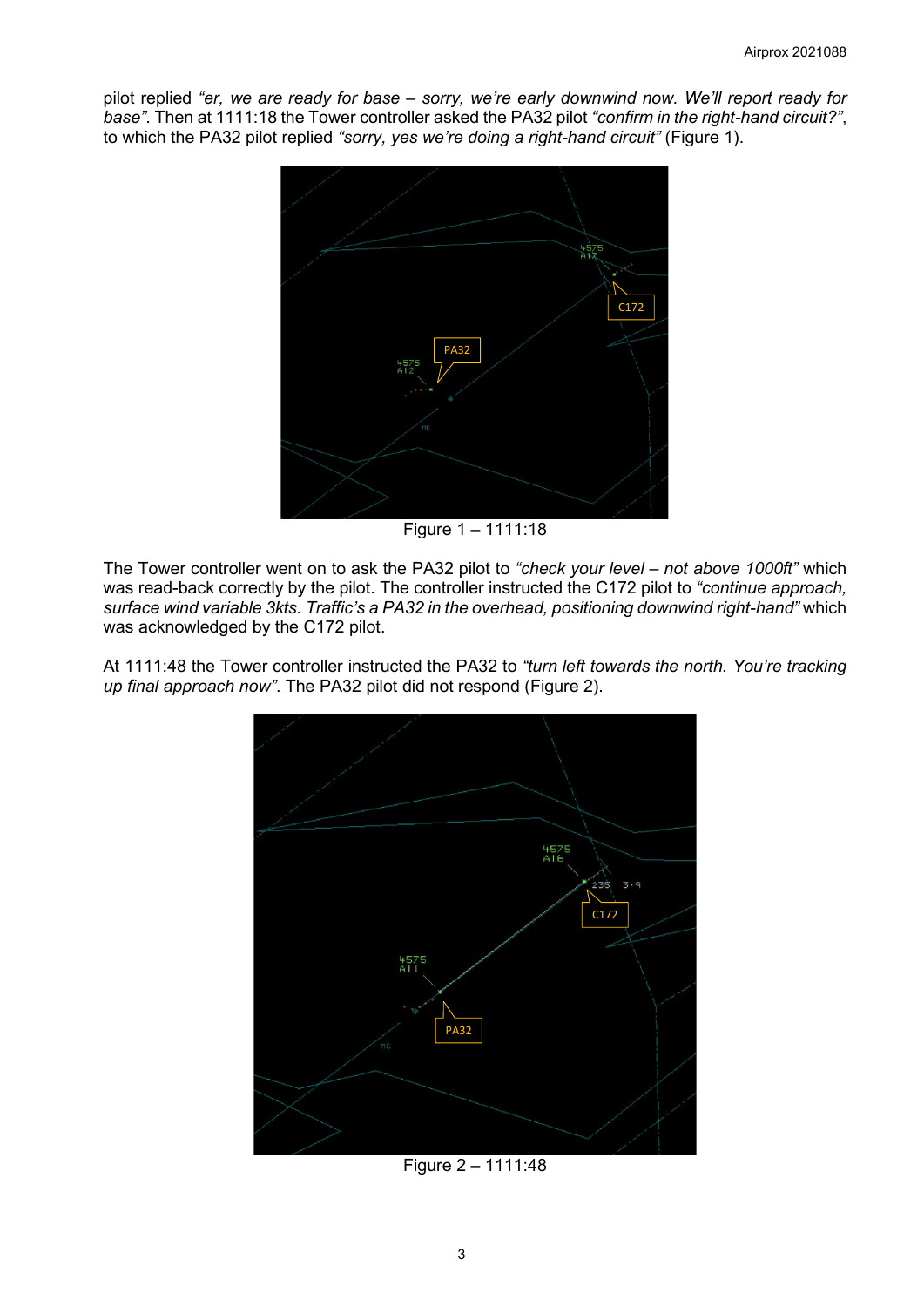pilot replied *"er, we are ready for base – sorry, we're early downwind now. We'll report ready for base"*. Then at 1111:18 the Tower controller asked the PA32 pilot *"confirm in the right-hand circuit?"*, to which the PA32 pilot replied *"sorry, yes we're doing a right-hand circuit"* (Figure 1).

Figure 1 – 1111:18

The Tower controller went on to ask the PA32 pilot to *"check your level – not above 1000ft"* which was read-back correctly by the pilot. The controller instructed the C172 pilot to *"continue approach, surface wind variable 3kts. Traffic's a PA32 in the overhead, positioning downwind right-hand"* which was acknowledged by the C172 pilot.

At 1111:48 the Tower controller instructed the PA32 to *"turn left towards the north. You're tracking up final approach now"*. The PA32 pilot did not respond (Figure 2).

Figure 2 – 1111:48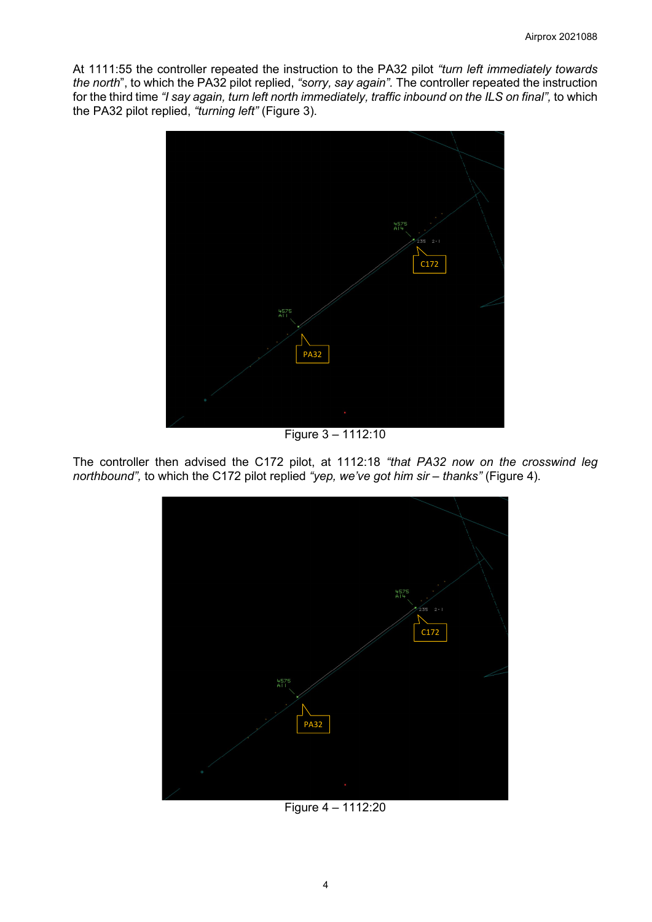At 1111:55 the controller repeated the instruction to the PA32 pilot *"turn left immediately towards the north"*, to which the PA32 pilot replied, *"sorry, say again"*. The controller repeated the instruction for the third time *"I say again, turn left north immediately, traffic inbound on the ILS on final"*, to which the PA32 pilot replied, *"turning left"* (Figure 3).

Figure 3 – 1112:10

The controller then advised the C172 pilot, at 1112:18 *"that PA32 now on the crosswind leg northbound"*, to which the C172 pilot replied *"yep, we've got him sir – thanks"* (Figure 4).

Figure 4 – 1112:20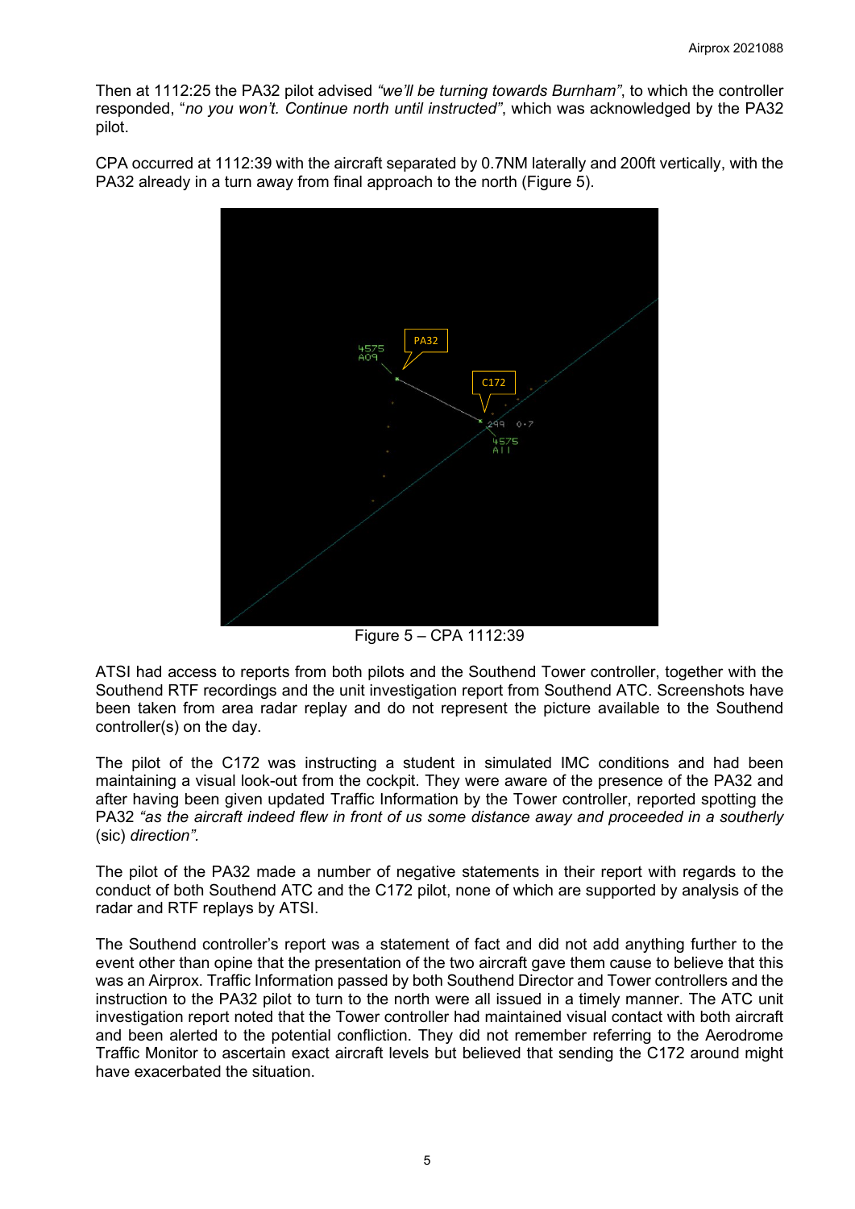Then at 1112:25 the PA32 pilot advised *"we'll be turning towards Burnham"*, to which the controller responded, "*no you won't. Continue north until instructed"*, which was acknowledged by the PA32 pilot.

CPA occurred at 1112:39 with the aircraft separated by 0.7NM laterally and 200ft vertically, with the PA32 already in a turn away from final approach to the north (Figure 5).

Figure 5 – CPA 1112:39

ATSI had access to reports from both pilots and the Southend Tower controller, together with the Southend RTF recordings and the unit investigation report from Southend ATC. Screenshots have been taken from area radar replay and do not represent the picture available to the Southend controller(s) on the day.

The pilot of the C172 was instructing a student in simulated IMC conditions and had been maintaining a visual look-out from the cockpit. They were aware of the presence of the PA32 and after having been given updated Traffic Information by the Tower controller, reported spotting the PA32 *"as the aircraft indeed flew in front of us some distance away and proceeded in a southerly* (sic) *direction"*.

The pilot of the PA32 made a number of negative statements in their report with regards to the conduct of both Southend ATC and the C172 pilot, none of which are supported by analysis of the radar and RTF replays by ATSI.

The Southend controller's report was a statement of fact and did not add anything further to the event other than opine that the presentation of the two aircraft gave them cause to believe that this was an Airprox. Traffic Information passed by both Southend Director and Tower controllers and the instruction to the PA32 pilot to turn to the north were all issued in a timely manner. The ATC unit investigation report noted that the Tower controller had maintained visual contact with both aircraft and been alerted to the potential confliction. They did not remember referring to the Aerodrome Traffic Monitor to ascertain exact aircraft levels but believed that sending the C172 around might have exacerbated the situation.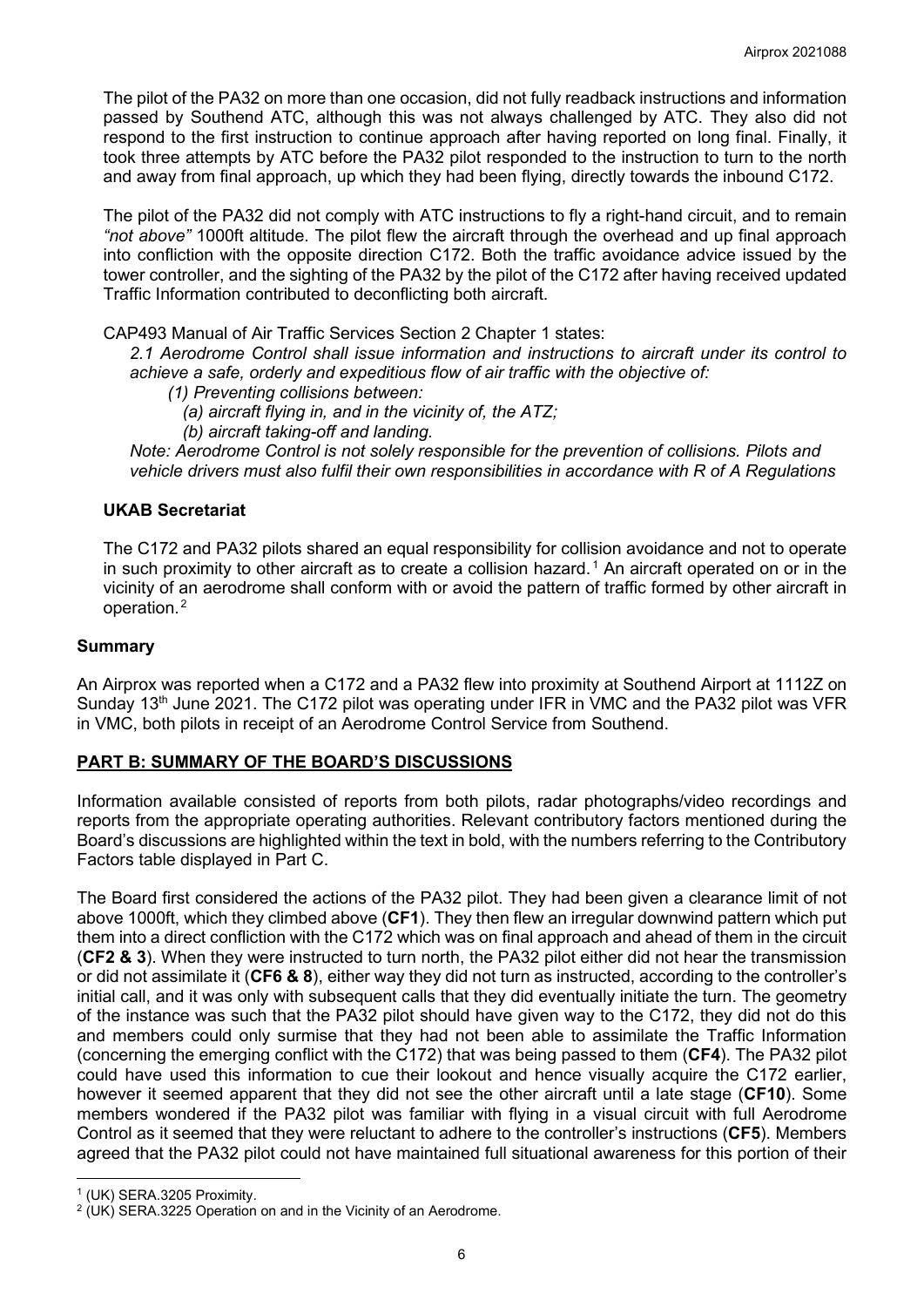The pilot of the PA32 on more than one occasion, did not fully readback instructions and information passed by Southend ATC, although this was not always challenged by ATC. They also did not respond to the first instruction to continue approach after having reported on long final. Finally, it took three attempts by ATC before the PA32 pilot responded to the instruction to turn to the north and away from final approach, up which they had been flying, directly towards the inbound C172.

The pilot of the PA32 did not comply with ATC instructions to fly a right-hand circuit, and to remain *"not above"* 1000ft altitude. The pilot flew the aircraft through the overhead and up final approach into confliction with the opposite direction C172. Both the traffic avoidance advice issued by the tower controller, and the sighting of the PA32 by the pilot of the C172 after having received updated Traffic Information contributed to deconflicting both aircraft.

CAP493 Manual of Air Traffic Services Section 2 Chapter 1 states:

*2.1 Aerodrome Control shall issue information and instructions to aircraft under its control to achieve a safe, orderly and expeditious flow of air traffic with the objective of:*

*(1) Preventing collisions between:*

*(a) aircraft flying in, and in the vicinity of, the ATZ;*

*(b) aircraft taking-off and landing.*

*Note: Aerodrome Control is not solely responsible for the prevention of collisions. Pilots and vehicle drivers must also fulfil their own responsibilities in accordance with R of A Regulations*

### UKAB Secretariat

The C172 and PA32 pilots shared an equal responsibility for collision avoidance and not to operate in such proximity to other aircraft as to create a collision hazard.[1] An aircraft operated on or in the vicinity of an aerodrome shall conform with or avoid the pattern of traffic formed by other aircraft in operation.[2]

## Summary

An Airprox was reported when a C172 and a PA32 flew into proximity at Southend Airport at 1112Z on Sunday 13th June 2021. The C172 pilot was operating under IFR in VMC and the PA32 pilot was VFR in VMC, both pilots in receipt of an Aerodrome Control Service from Southend.

## PART B: SUMMARY OF THE BOARD'S DISCUSSIONS

Information available consisted of reports from both pilots, radar photographs/video recordings and reports from the appropriate operating authorities. Relevant contributory factors mentioned during the Board's discussions are highlighted within the text in bold, with the numbers referring to the Contributory Factors table displayed in Part C.

The Board first considered the actions of the PA32 pilot. They had been given a clearance limit of not above 1000ft, which they climbed above (**CF1**). They then flew an irregular downwind pattern which put them into a direct confliction with the C172 which was on final approach and ahead of them in the circuit (**CF2 & 3**). When they were instructed to turn north, the PA32 pilot either did not hear the transmission or did not assimilate it (**CF6 & 8**), either way they did not turn as instructed, according to the controller's initial call, and it was only with subsequent calls that they did eventually initiate the turn. The geometry of the instance was such that the PA32 pilot should have given way to the C172, they did not do this and members could only surmise that they had not been able to assimilate the Traffic Information (concerning the emerging conflict with the C172) that was being passed to them (**CF4**). The PA32 pilot could have used this information to cue their lookout and hence visually acquire the C172 earlier, however it seemed apparent that they did not see the other aircraft until a late stage (**CF10**). Some members wondered if the PA32 pilot was familiar with flying in a visual circuit with full Aerodrome Control as it seemed that they were reluctant to adhere to the controller's instructions (**CF5**). Members agreed that the PA32 pilot could not have maintained full situational awareness for this portion of their

[1] (UK) SERA.3205 Proximity.

[2] (UK) SERA.3225 Operation on and in the Vicinity of an Aerodrome.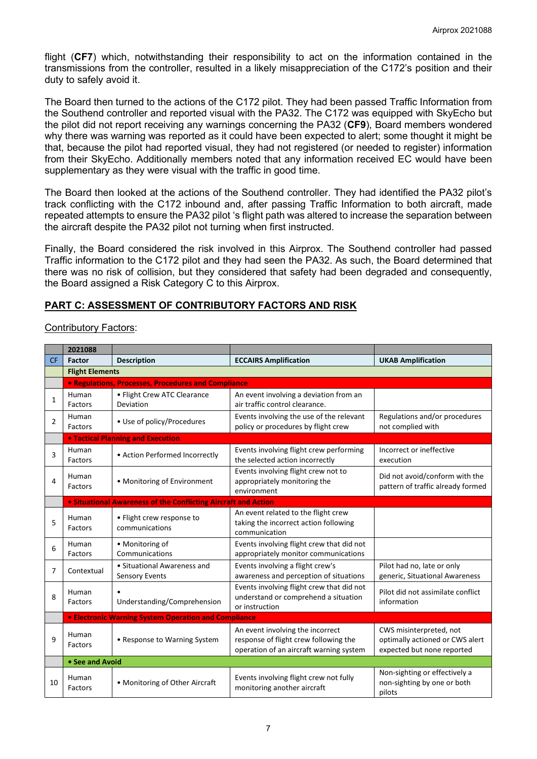flight (**CF7**) which, notwithstanding their responsibility to act on the information contained in the transmissions from the controller, resulted in a likely misappreciation of the C172's position and their duty to safely avoid it.

The Board then turned to the actions of the C172 pilot. They had been passed Traffic Information from the Southend controller and reported visual with the PA32. The C172 was equipped with SkyEcho but the pilot did not report receiving any warnings concerning the PA32 (**CF9**), Board members wondered why there was warning was reported as it could have been expected to alert; some thought it might be that, because the pilot had reported visual, they had not registered (or needed to register) information from their SkyEcho. Additionally members noted that any information received EC would have been supplementary as they were visual with the traffic in good time.

The Board then looked at the actions of the Southend controller. They had identified the PA32 pilot's track conflicting with the C172 inbound and, after passing Traffic Information to both aircraft, made repeated attempts to ensure the PA32 pilot 's flight path was altered to increase the separation between the aircraft despite the PA32 pilot not turning when first instructed.

Finally, the Board considered the risk involved in this Airprox. The Southend controller had passed Traffic information to the C172 pilot and they had seen the PA32. As such, the Board determined that there was no risk of collision, but they considered that safety had been degraded and consequently, the Board assigned a Risk Category C to this Airprox.

## PART C: ASSESSMENT OF CONTRIBUTORY FACTORS AND RISK

Contributory Factors:

| | 2021088 | | | |
|---|---|---|---|---|
| CF | Factor | Description | ECCAIRS Amplification | UKAB Amplification |
| | **Flight Elements** | | | |
| | **• Regulations, Processes, Procedures and Compliance** | | | |
| 1 | Human Factors | • Flight Crew ATC Clearance Deviation | An event involving a deviation from an air traffic control clearance. | |
| 2 | Human Factors | • Use of policy/Procedures | Events involving the use of the relevant policy or procedures by flight crew | Regulations and/or procedures not complied with |
| | **• Tactical Planning and Execution** | | | |
| 3 | Human Factors | • Action Performed Incorrectly | Events involving flight crew performing the selected action incorrectly | Incorrect or ineffective execution |
| 4 | Human Factors | • Monitoring of Environment | Events involving flight crew not to appropriately monitoring the environment | Did not avoid/conform with the pattern of traffic already formed |
| | **• Situational Awareness of the Conflicting Aircraft and Action** | | | |
| 5 | Human Factors | • Flight crew response to communications | An event related to the flight crew taking the incorrect action following communication | |
| 6 | Human Factors | • Monitoring of Communications | Events involving flight crew that did not appropriately monitor communications | |
| 7 | Contextual | • Situational Awareness and Sensory Events | Events involving a flight crew's awareness and perception of situations | Pilot had no, late or only generic, Situational Awareness |
| 8 | Human Factors | • Understanding/Comprehension | Events involving flight crew that did not understand or comprehend a situation or instruction | Pilot did not assimilate conflict information |
| | **• Electronic Warning System Operation and Compliance** | | | |
| 9 | Human Factors | • Response to Warning System | An event involving the incorrect response of flight crew following the operation of an aircraft warning system | CWS misinterpreted, not optimally actioned or CWS alert expected but none reported |
| | **• See and Avoid** | | | |
| 10 | Human Factors | • Monitoring of Other Aircraft | Events involving flight crew not fully monitoring another aircraft | Non-sighting or effectively a non-sighting by one or both pilots |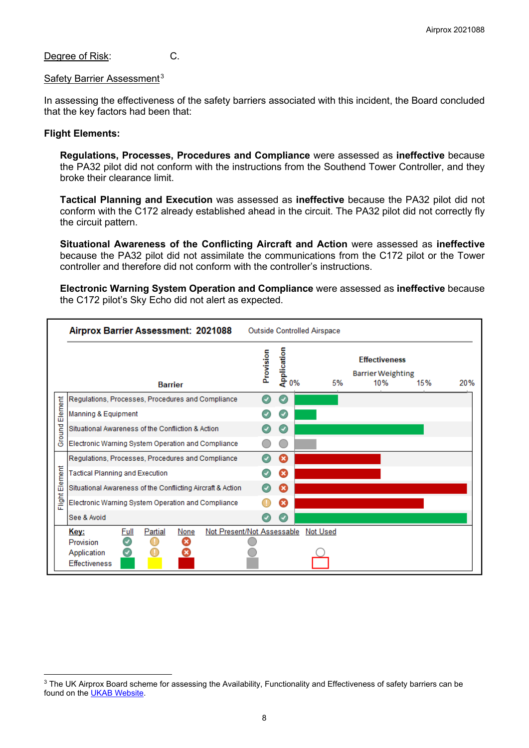Degree of Risk: C.

Safety Barrier Assessment[3]

In assessing the effectiveness of the safety barriers associated with this incident, the Board concluded that the key factors had been that:

**Flight Elements:**

**Regulations, Processes, Procedures and Compliance** were assessed as **ineffective** because the PA32 pilot did not conform with the instructions from the Southend Tower Controller, and they broke their clearance limit.

**Tactical Planning and Execution** was assessed as **ineffective** because the PA32 pilot did not conform with the C172 already established ahead in the circuit. The PA32 pilot did not correctly fly the circuit pattern.

**Situational Awareness of the Conflicting Aircraft and Action** were assessed as **ineffective** because the PA32 pilot did not assimilate the communications from the C172 pilot or the Tower controller and therefore did not conform with the controller's instructions.

**Electronic Warning System Operation and Compliance** were assessed as **ineffective** because the C172 pilot's Sky Echo did not alert as expected.

Airprox Barrier Assessment: 2021088
Outside Controlled Airspace

Barrier
Provision
Application
Effectiveness
Barrier Weighting
0%
5%
10%
15%
20%

Ground Element
Regulations, Processes, Procedures and Compliance
Manning & Equipment
Situational Awareness of the Confliction & Action
Electronic Warning System Operation and Compliance

Flight Element
Regulations, Processes, Procedures and Compliance
Tactical Planning and Execution
Situational Awareness of the Conflicting Aircraft & Action
Electronic Warning System Operation and Compliance
See & Avoid

Key: Full, Partial, None, Not Present/Not Assessable, Not Used
Provision
Application
Effectiveness

[3] The UK Airprox Board scheme for assessing the Availability, Functionality and Effectiveness of safety barriers can be found on the UKAB Website.